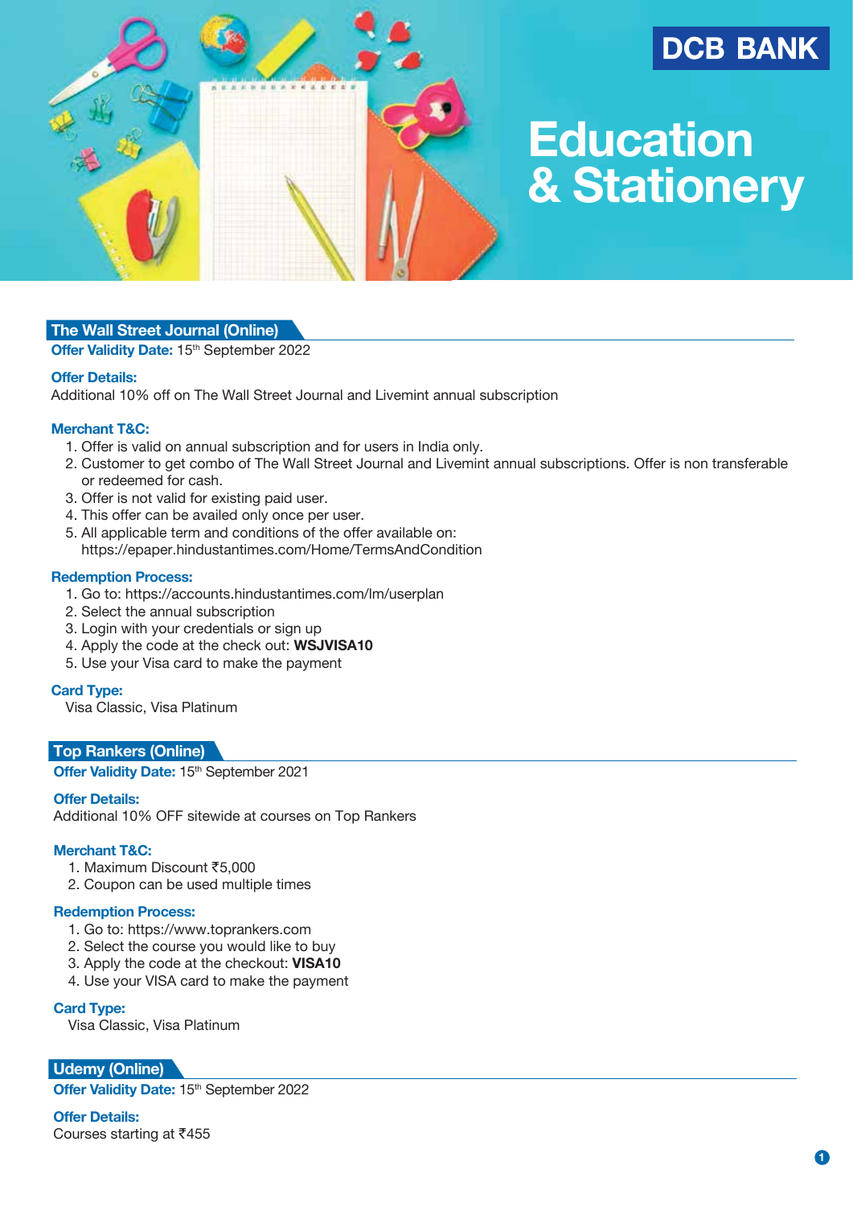DCB BANK

# Education & Stationery

## The Wall Street Journal (Online)

**Offer Validity Date:** 15th September 2022

**Offer Details:**

Additional 10% off on The Wall Street Journal and Livemint annual subscription

**Merchant T&C:**

1. Offer is valid on annual subscription and for users in India only.
2. Customer to get combo of The Wall Street Journal and Livemint annual subscriptions. Offer is non transferable or redeemed for cash.
3. Offer is not valid for existing paid user.
4. This offer can be availed only once per user.
5. All applicable term and conditions of the offer available on: https://epaper.hindustantimes.com/Home/TermsAndCondition

**Redemption Process:**

1. Go to: https://accounts.hindustantimes.com/lm/userplan
2. Select the annual subscription
3. Login with your credentials or sign up
4. Apply the code at the check out: **WSJVISA10**
5. Use your Visa card to make the payment

**Card Type:**

Visa Classic, Visa Platinum

## Top Rankers (Online)

**Offer Validity Date:** 15th September 2021

**Offer Details:**

Additional 10% OFF sitewide at courses on Top Rankers

**Merchant T&C:**

1. Maximum Discount ₹5,000
2. Coupon can be used multiple times

**Redemption Process:**

1. Go to: https://www.toprankers.com
2. Select the course you would like to buy
3. Apply the code at the checkout: **VISA10**
4. Use your VISA card to make the payment

**Card Type:**

Visa Classic, Visa Platinum

## Udemy (Online)

**Offer Validity Date:** 15th September 2022

**Offer Details:**

Courses starting at ₹455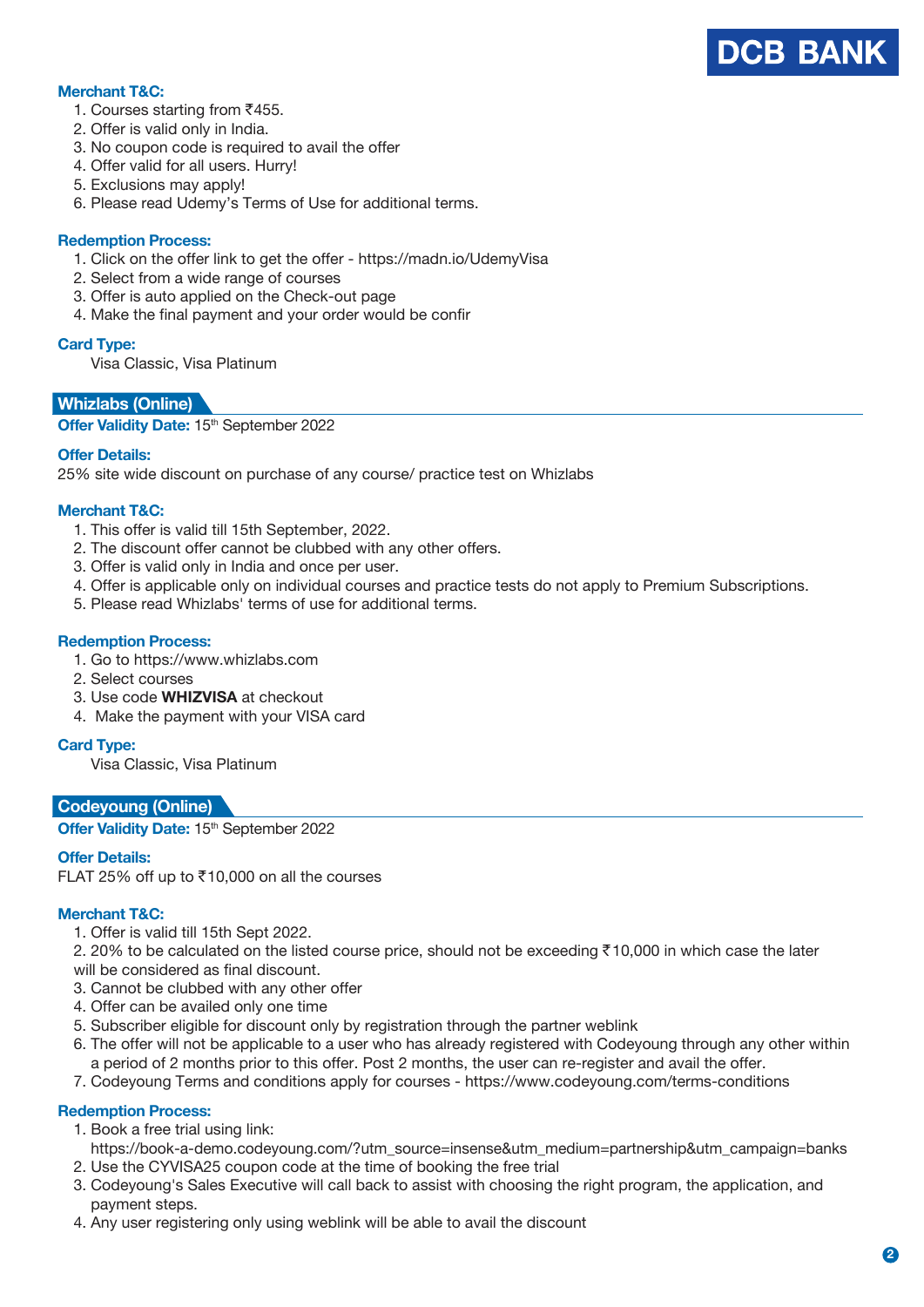**Merchant T&C:**

1. Courses starting from ₹455.
2. Offer is valid only in India.
3. No coupon code is required to avail the offer
4. Offer valid for all users. Hurry!
5. Exclusions may apply!
6. Please read Udemy's Terms of Use for additional terms.

**Redemption Process:**

1. Click on the offer link to get the offer - https://madn.io/UdemyVisa
2. Select from a wide range of courses
3. Offer is auto applied on the Check-out page
4. Make the final payment and your order would be confir

**Card Type:**

Visa Classic, Visa Platinum

## Whizlabs (Online)

**Offer Validity Date:** 15th September 2022

**Offer Details:**

25% site wide discount on purchase of any course/ practice test on Whizlabs

**Merchant T&C:**

1. This offer is valid till 15th September, 2022.
2. The discount offer cannot be clubbed with any other offers.
3. Offer is valid only in India and once per user.
4. Offer is applicable only on individual courses and practice tests do not apply to Premium Subscriptions.
5. Please read Whizlabs' terms of use for additional terms.

**Redemption Process:**

1. Go to https://www.whizlabs.com
2. Select courses
3. Use code **WHIZVISA** at checkout
4. Make the payment with your VISA card

**Card Type:**

Visa Classic, Visa Platinum

## Codeyoung (Online)

**Offer Validity Date:** 15th September 2022

**Offer Details:**

FLAT 25% off up to ₹10,000 on all the courses

**Merchant T&C:**

1. Offer is valid till 15th Sept 2022.
2. 20% to be calculated on the listed course price, should not be exceeding ₹10,000 in which case the later will be considered as final discount.
3. Cannot be clubbed with any other offer
4. Offer can be availed only one time
5. Subscriber eligible for discount only by registration through the partner weblink
6. The offer will not be applicable to a user who has already registered with Codeyoung through any other within a period of 2 months prior to this offer. Post 2 months, the user can re-register and avail the offer.
7. Codeyoung Terms and conditions apply for courses - https://www.codeyoung.com/terms-conditions

**Redemption Process:**

1. Book a free trial using link: https://book-a-demo.codeyoung.com/?utm_source=insense&utm_medium=partnership&utm_campaign=banks
2. Use the CYVISA25 coupon code at the time of booking the free trial
3. Codeyoung's Sales Executive will call back to assist with choosing the right program, the application, and payment steps.
4. Any user registering only using weblink will be able to avail the discount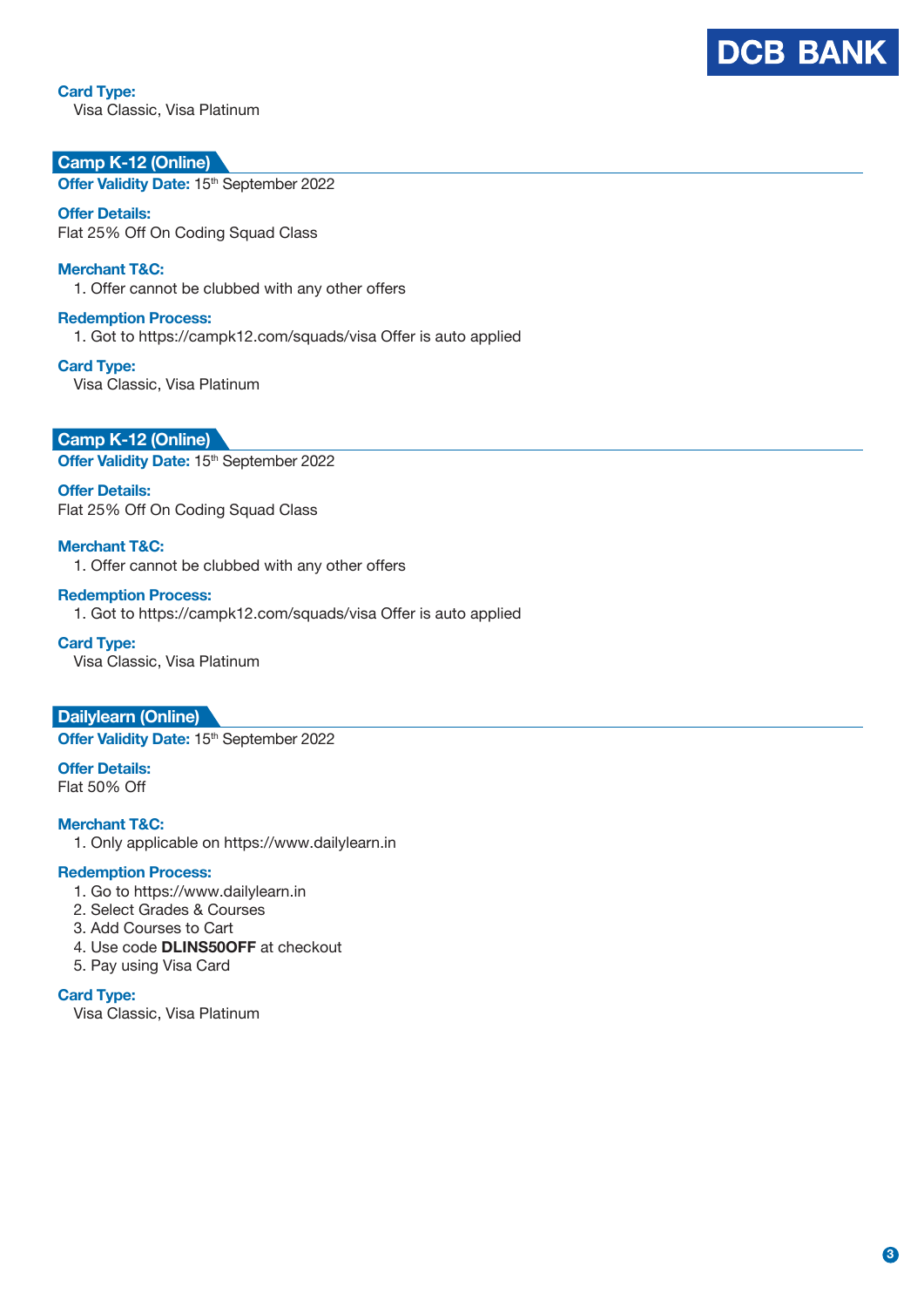**Card Type:**
Visa Classic, Visa Platinum

## Camp K-12 (Online)

**Offer Validity Date:** 15th September 2022

**Offer Details:**
Flat 25% Off On Coding Squad Class

**Merchant T&C:**
1. Offer cannot be clubbed with any other offers

**Redemption Process:**
1. Got to https://campk12.com/squads/visa Offer is auto applied

**Card Type:**
Visa Classic, Visa Platinum

## Camp K-12 (Online)

**Offer Validity Date:** 15th September 2022

**Offer Details:**
Flat 25% Off On Coding Squad Class

**Merchant T&C:**
1. Offer cannot be clubbed with any other offers

**Redemption Process:**
1. Got to https://campk12.com/squads/visa Offer is auto applied

**Card Type:**
Visa Classic, Visa Platinum

## Dailylearn (Online)

**Offer Validity Date:** 15th September 2022

**Offer Details:**
Flat 50% Off

**Merchant T&C:**
1. Only applicable on https://www.dailylearn.in

**Redemption Process:**
1. Go to https://www.dailylearn.in
2. Select Grades & Courses
3. Add Courses to Cart
4. Use code **DLINS50OFF** at checkout
5. Pay using Visa Card

**Card Type:**
Visa Classic, Visa Platinum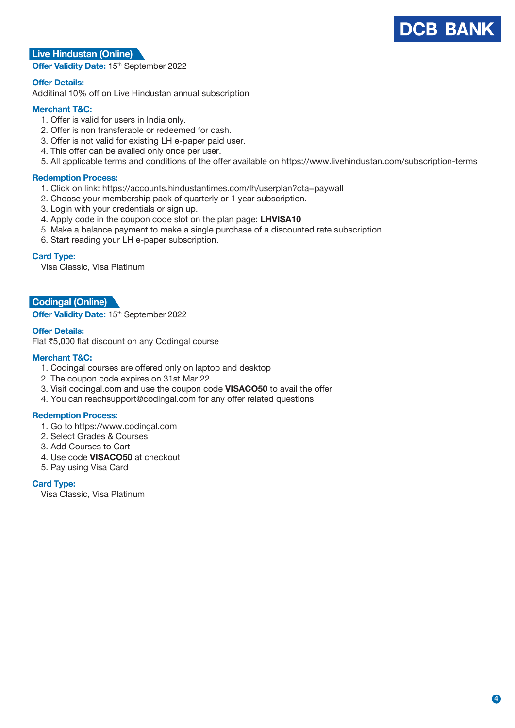## Live Hindustan (Online)

**Offer Validity Date:** 15th September 2022

**Offer Details:**
Additinal 10% off on Live Hindustan annual subscription

**Merchant T&C:**
1. Offer is valid for users in India only.
2. Offer is non transferable or redeemed for cash.
3. Offer is not valid for existing LH e-paper paid user.
4. This offer can be availed only once per user.
5. All applicable terms and conditions of the offer available on https://www.livehindustan.com/subscription-terms

**Redemption Process:**
1. Click on link: https://accounts.hindustantimes.com/lh/userplan?cta=paywall
2. Choose your membership pack of quarterly or 1 year subscription.
3. Login with your credentials or sign up.
4. Apply code in the coupon code slot on the plan page: **LHVISA10**
5. Make a balance payment to make a single purchase of a discounted rate subscription.
6. Start reading your LH e-paper subscription.

**Card Type:**
Visa Classic, Visa Platinum

## Codingal (Online)

**Offer Validity Date:** 15th September 2022

**Offer Details:**
Flat ₹5,000 flat discount on any Codingal course

**Merchant T&C:**
1. Codingal courses are offered only on laptop and desktop
2. The coupon code expires on 31st Mar'22
3. Visit codingal.com and use the coupon code **VISACO50** to avail the offer
4. You can reachsupport@codingal.com for any offer related questions

**Redemption Process:**
1. Go to https://www.codingal.com
2. Select Grades & Courses
3. Add Courses to Cart
4. Use code **VISACO50** at checkout
5. Pay using Visa Card

**Card Type:**
Visa Classic, Visa Platinum